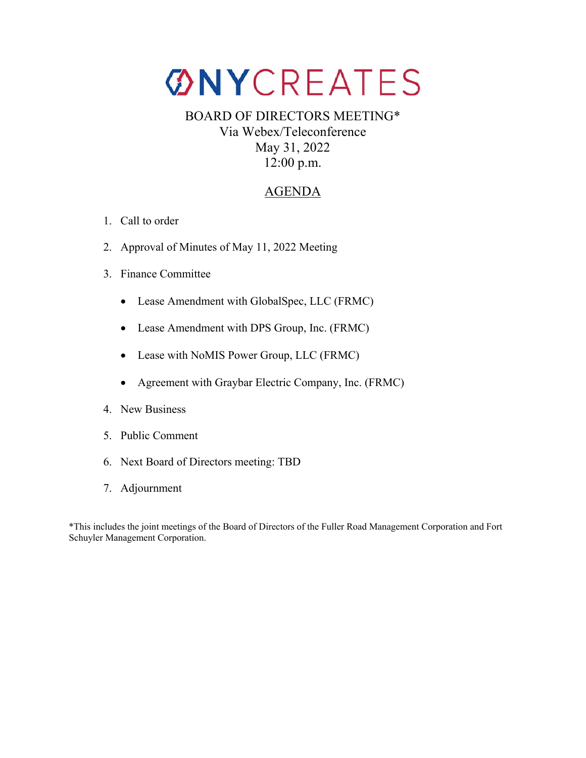# NYCREATES

BOARD OF DIRECTORS MEETING*
Via Webex/Teleconference
May 31, 2022
12:00 p.m.

## AGENDA

1. Call to order
2. Approval of Minutes of May 11, 2022 Meeting
3. Finance Committee
   - Lease Amendment with GlobalSpec, LLC (FRMC)
   - Lease Amendment with DPS Group, Inc. (FRMC)
   - Lease with NoMIS Power Group, LLC (FRMC)
   - Agreement with Graybar Electric Company, Inc. (FRMC)
4. New Business
5. Public Comment
6. Next Board of Directors meeting: TBD
7. Adjournment

*This includes the joint meetings of the Board of Directors of the Fuller Road Management Corporation and Fort Schuyler Management Corporation.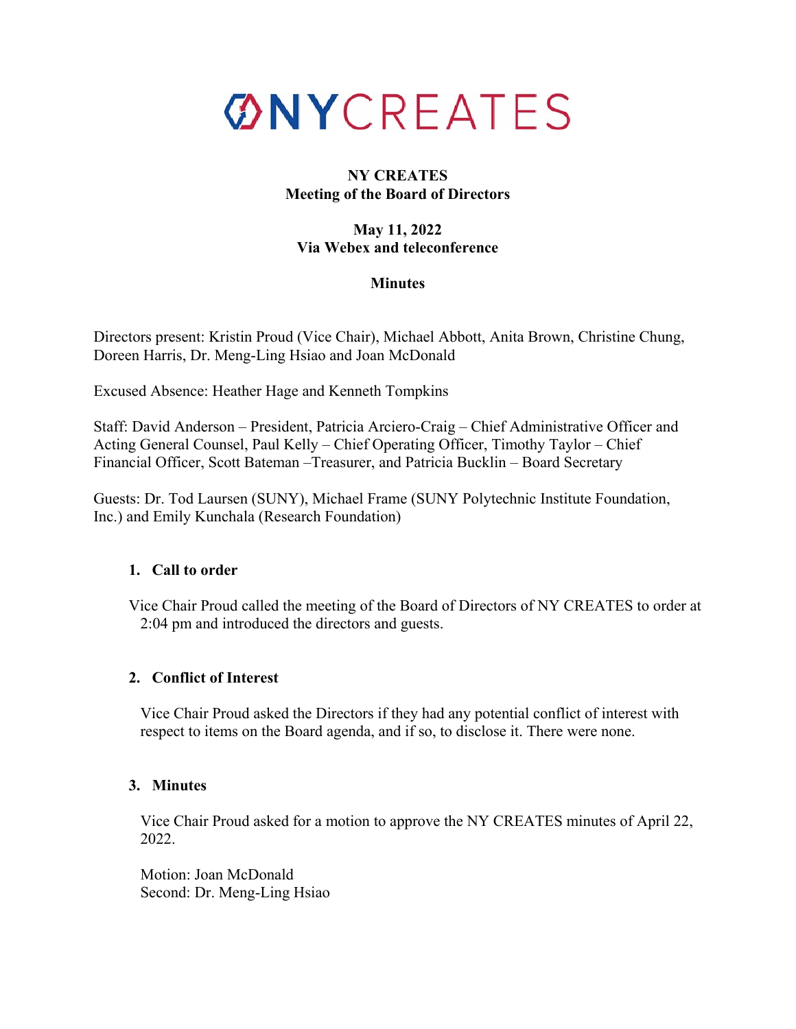# NYCREATES

**NY CREATES**
**Meeting of the Board of Directors**

**May 11, 2022**
**Via Webex and teleconference**

**Minutes**

Directors present: Kristin Proud (Vice Chair), Michael Abbott, Anita Brown, Christine Chung, Doreen Harris, Dr. Meng-Ling Hsiao and Joan McDonald

Excused Absence: Heather Hage and Kenneth Tompkins

Staff: David Anderson – President, Patricia Arciero-Craig – Chief Administrative Officer and Acting General Counsel, Paul Kelly – Chief Operating Officer, Timothy Taylor – Chief Financial Officer, Scott Bateman –Treasurer, and Patricia Bucklin – Board Secretary

Guests: Dr. Tod Laursen (SUNY), Michael Frame (SUNY Polytechnic Institute Foundation, Inc.) and Emily Kunchala (Research Foundation)

## 1. Call to order

Vice Chair Proud called the meeting of the Board of Directors of NY CREATES to order at 2:04 pm and introduced the directors and guests.

## 2. Conflict of Interest

Vice Chair Proud asked the Directors if they had any potential conflict of interest with respect to items on the Board agenda, and if so, to disclose it. There were none.

## 3. Minutes

Vice Chair Proud asked for a motion to approve the NY CREATES minutes of April 22, 2022.

Motion: Joan McDonald
Second: Dr. Meng-Ling Hsiao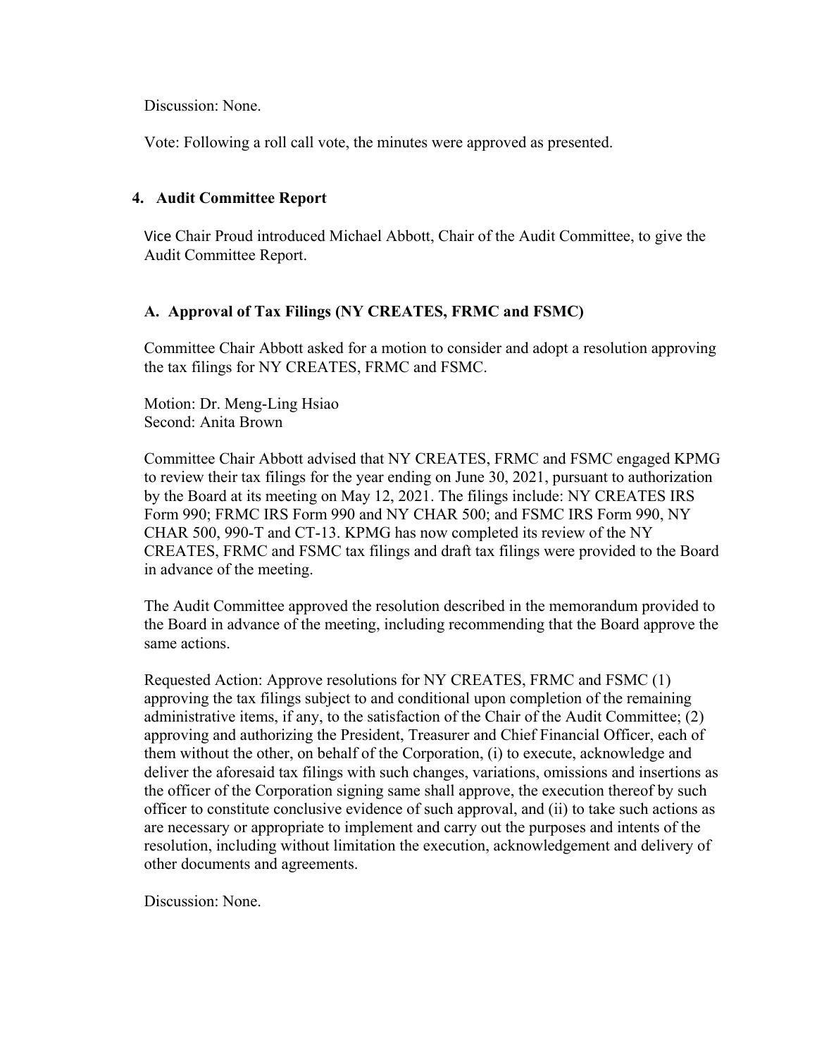Discussion: None.

Vote: Following a roll call vote, the minutes were approved as presented.

## 4. Audit Committee Report

Vice Chair Proud introduced Michael Abbott, Chair of the Audit Committee, to give the Audit Committee Report.

### A. Approval of Tax Filings (NY CREATES, FRMC and FSMC)

Committee Chair Abbott asked for a motion to consider and adopt a resolution approving the tax filings for NY CREATES, FRMC and FSMC.

Motion: Dr. Meng-Ling Hsiao
Second: Anita Brown

Committee Chair Abbott advised that NY CREATES, FRMC and FSMC engaged KPMG to review their tax filings for the year ending on June 30, 2021, pursuant to authorization by the Board at its meeting on May 12, 2021. The filings include: NY CREATES IRS Form 990; FRMC IRS Form 990 and NY CHAR 500; and FSMC IRS Form 990, NY CHAR 500, 990-T and CT-13. KPMG has now completed its review of the NY CREATES, FRMC and FSMC tax filings and draft tax filings were provided to the Board in advance of the meeting.

The Audit Committee approved the resolution described in the memorandum provided to the Board in advance of the meeting, including recommending that the Board approve the same actions.

Requested Action: Approve resolutions for NY CREATES, FRMC and FSMC (1) approving the tax filings subject to and conditional upon completion of the remaining administrative items, if any, to the satisfaction of the Chair of the Audit Committee; (2) approving and authorizing the President, Treasurer and Chief Financial Officer, each of them without the other, on behalf of the Corporation, (i) to execute, acknowledge and deliver the aforesaid tax filings with such changes, variations, omissions and insertions as the officer of the Corporation signing same shall approve, the execution thereof by such officer to constitute conclusive evidence of such approval, and (ii) to take such actions as are necessary or appropriate to implement and carry out the purposes and intents of the resolution, including without limitation the execution, acknowledgement and delivery of other documents and agreements.

Discussion: None.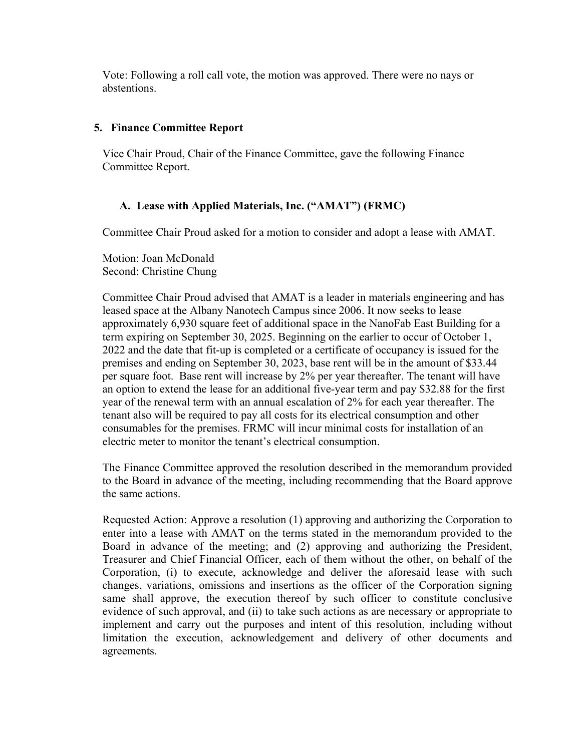Vote: Following a roll call vote, the motion was approved. There were no nays or abstentions.

## 5. Finance Committee Report

Vice Chair Proud, Chair of the Finance Committee, gave the following Finance Committee Report.

### A. Lease with Applied Materials, Inc. ("AMAT") (FRMC)

Committee Chair Proud asked for a motion to consider and adopt a lease with AMAT.

Motion: Joan McDonald
Second: Christine Chung

Committee Chair Proud advised that AMAT is a leader in materials engineering and has leased space at the Albany Nanotech Campus since 2006. It now seeks to lease approximately 6,930 square feet of additional space in the NanoFab East Building for a term expiring on September 30, 2025. Beginning on the earlier to occur of October 1, 2022 and the date that fit-up is completed or a certificate of occupancy is issued for the premises and ending on September 30, 2023, base rent will be in the amount of $33.44 per square foot. Base rent will increase by 2% per year thereafter. The tenant will have an option to extend the lease for an additional five-year term and pay $32.88 for the first year of the renewal term with an annual escalation of 2% for each year thereafter. The tenant also will be required to pay all costs for its electrical consumption and other consumables for the premises. FRMC will incur minimal costs for installation of an electric meter to monitor the tenant's electrical consumption.

The Finance Committee approved the resolution described in the memorandum provided to the Board in advance of the meeting, including recommending that the Board approve the same actions.

Requested Action: Approve a resolution (1) approving and authorizing the Corporation to enter into a lease with AMAT on the terms stated in the memorandum provided to the Board in advance of the meeting; and (2) approving and authorizing the President, Treasurer and Chief Financial Officer, each of them without the other, on behalf of the Corporation, (i) to execute, acknowledge and deliver the aforesaid lease with such changes, variations, omissions and insertions as the officer of the Corporation signing same shall approve, the execution thereof by such officer to constitute conclusive evidence of such approval, and (ii) to take such actions as are necessary or appropriate to implement and carry out the purposes and intent of this resolution, including without limitation the execution, acknowledgement and delivery of other documents and agreements.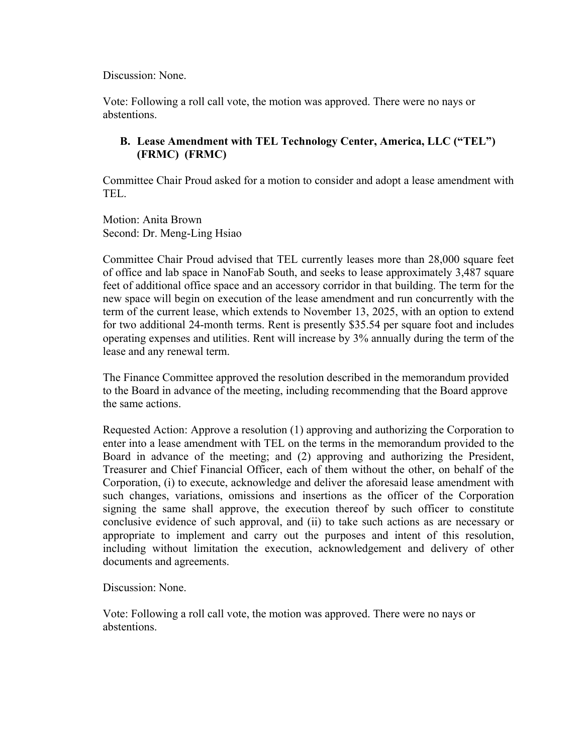Discussion: None.

Vote: Following a roll call vote, the motion was approved. There were no nays or abstentions.

### B. Lease Amendment with TEL Technology Center, America, LLC ("TEL") (FRMC) (FRMC)

Committee Chair Proud asked for a motion to consider and adopt a lease amendment with TEL.

Motion: Anita Brown
Second: Dr. Meng-Ling Hsiao

Committee Chair Proud advised that TEL currently leases more than 28,000 square feet of office and lab space in NanoFab South, and seeks to lease approximately 3,487 square feet of additional office space and an accessory corridor in that building. The term for the new space will begin on execution of the lease amendment and run concurrently with the term of the current lease, which extends to November 13, 2025, with an option to extend for two additional 24-month terms. Rent is presently $35.54 per square foot and includes operating expenses and utilities. Rent will increase by 3% annually during the term of the lease and any renewal term.

The Finance Committee approved the resolution described in the memorandum provided to the Board in advance of the meeting, including recommending that the Board approve the same actions.

Requested Action: Approve a resolution (1) approving and authorizing the Corporation to enter into a lease amendment with TEL on the terms in the memorandum provided to the Board in advance of the meeting; and (2) approving and authorizing the President, Treasurer and Chief Financial Officer, each of them without the other, on behalf of the Corporation, (i) to execute, acknowledge and deliver the aforesaid lease amendment with such changes, variations, omissions and insertions as the officer of the Corporation signing the same shall approve, the execution thereof by such officer to constitute conclusive evidence of such approval, and (ii) to take such actions as are necessary or appropriate to implement and carry out the purposes and intent of this resolution, including without limitation the execution, acknowledgement and delivery of other documents and agreements.

Discussion: None.

Vote: Following a roll call vote, the motion was approved. There were no nays or abstentions.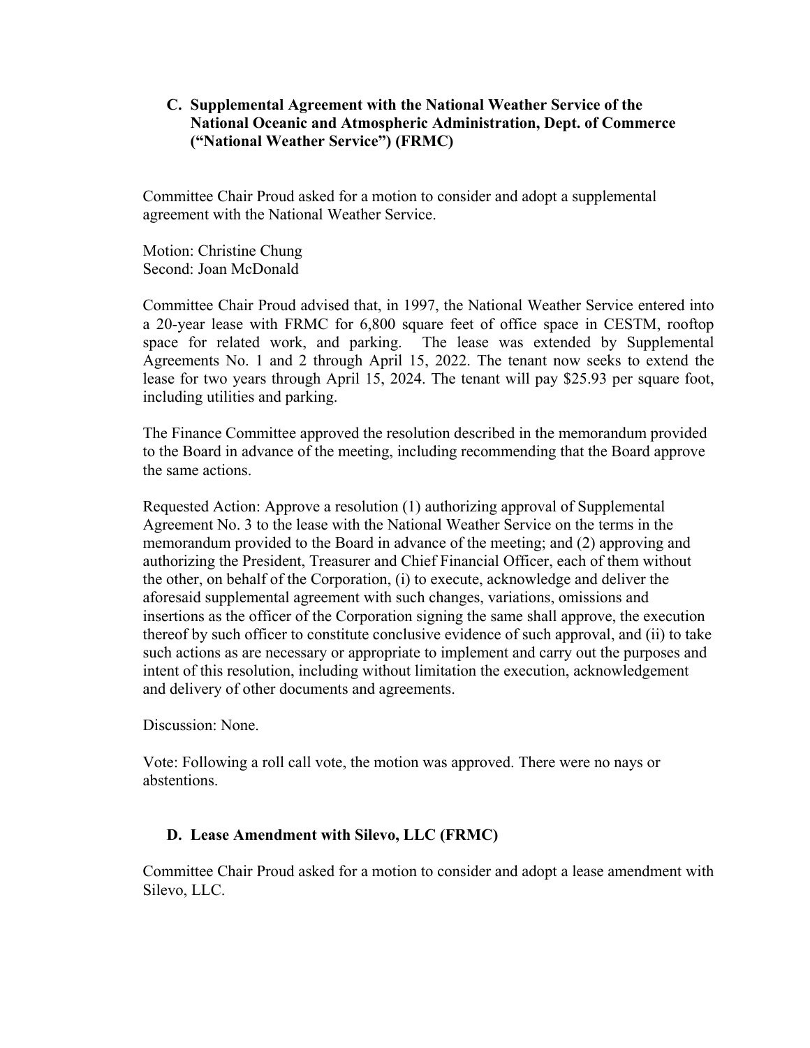### C. Supplemental Agreement with the National Weather Service of the National Oceanic and Atmospheric Administration, Dept. of Commerce ("National Weather Service") (FRMC)

Committee Chair Proud asked for a motion to consider and adopt a supplemental agreement with the National Weather Service.

Motion: Christine Chung
Second: Joan McDonald

Committee Chair Proud advised that, in 1997, the National Weather Service entered into a 20-year lease with FRMC for 6,800 square feet of office space in CESTM, rooftop space for related work, and parking. The lease was extended by Supplemental Agreements No. 1 and 2 through April 15, 2022. The tenant now seeks to extend the lease for two years through April 15, 2024. The tenant will pay $25.93 per square foot, including utilities and parking.

The Finance Committee approved the resolution described in the memorandum provided to the Board in advance of the meeting, including recommending that the Board approve the same actions.

Requested Action: Approve a resolution (1) authorizing approval of Supplemental Agreement No. 3 to the lease with the National Weather Service on the terms in the memorandum provided to the Board in advance of the meeting; and (2) approving and authorizing the President, Treasurer and Chief Financial Officer, each of them without the other, on behalf of the Corporation, (i) to execute, acknowledge and deliver the aforesaid supplemental agreement with such changes, variations, omissions and insertions as the officer of the Corporation signing the same shall approve, the execution thereof by such officer to constitute conclusive evidence of such approval, and (ii) to take such actions as are necessary or appropriate to implement and carry out the purposes and intent of this resolution, including without limitation the execution, acknowledgement and delivery of other documents and agreements.

Discussion: None.

Vote: Following a roll call vote, the motion was approved. There were no nays or abstentions.

### D. Lease Amendment with Silevo, LLC (FRMC)

Committee Chair Proud asked for a motion to consider and adopt a lease amendment with Silevo, LLC.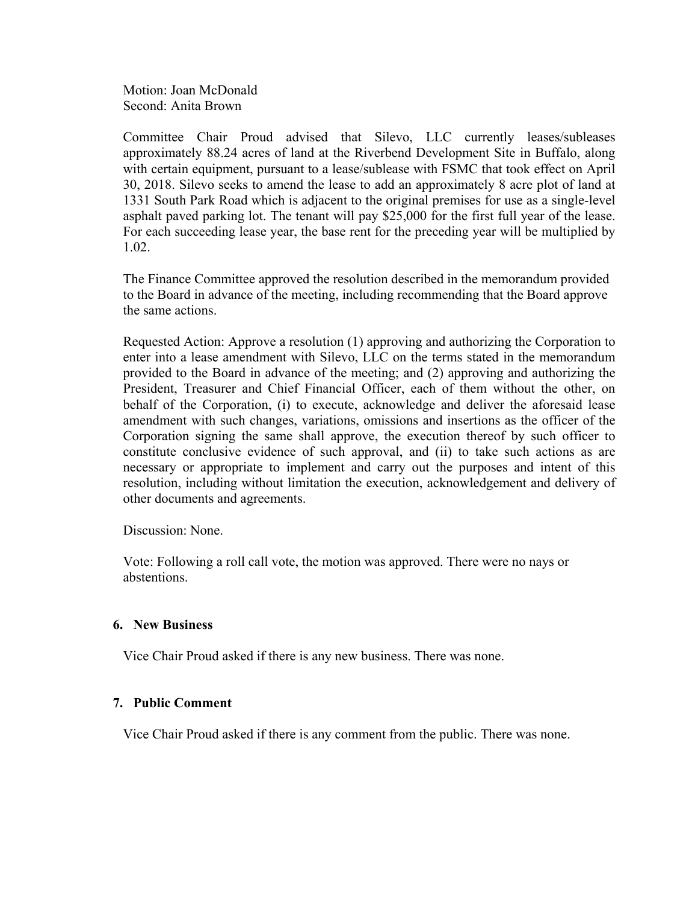Motion: Joan McDonald
Second: Anita Brown

Committee Chair Proud advised that Silevo, LLC currently leases/subleases approximately 88.24 acres of land at the Riverbend Development Site in Buffalo, along with certain equipment, pursuant to a lease/sublease with FSMC that took effect on April 30, 2018. Silevo seeks to amend the lease to add an approximately 8 acre plot of land at 1331 South Park Road which is adjacent to the original premises for use as a single-level asphalt paved parking lot. The tenant will pay $25,000 for the first full year of the lease. For each succeeding lease year, the base rent for the preceding year will be multiplied by 1.02.

The Finance Committee approved the resolution described in the memorandum provided to the Board in advance of the meeting, including recommending that the Board approve the same actions.

Requested Action: Approve a resolution (1) approving and authorizing the Corporation to enter into a lease amendment with Silevo, LLC on the terms stated in the memorandum provided to the Board in advance of the meeting; and (2) approving and authorizing the President, Treasurer and Chief Financial Officer, each of them without the other, on behalf of the Corporation, (i) to execute, acknowledge and deliver the aforesaid lease amendment with such changes, variations, omissions and insertions as the officer of the Corporation signing the same shall approve, the execution thereof by such officer to constitute conclusive evidence of such approval, and (ii) to take such actions as are necessary or appropriate to implement and carry out the purposes and intent of this resolution, including without limitation the execution, acknowledgement and delivery of other documents and agreements.

Discussion: None.

Vote: Following a roll call vote, the motion was approved. There were no nays or abstentions.

## 6. New Business

Vice Chair Proud asked if there is any new business. There was none.

## 7. Public Comment

Vice Chair Proud asked if there is any comment from the public. There was none.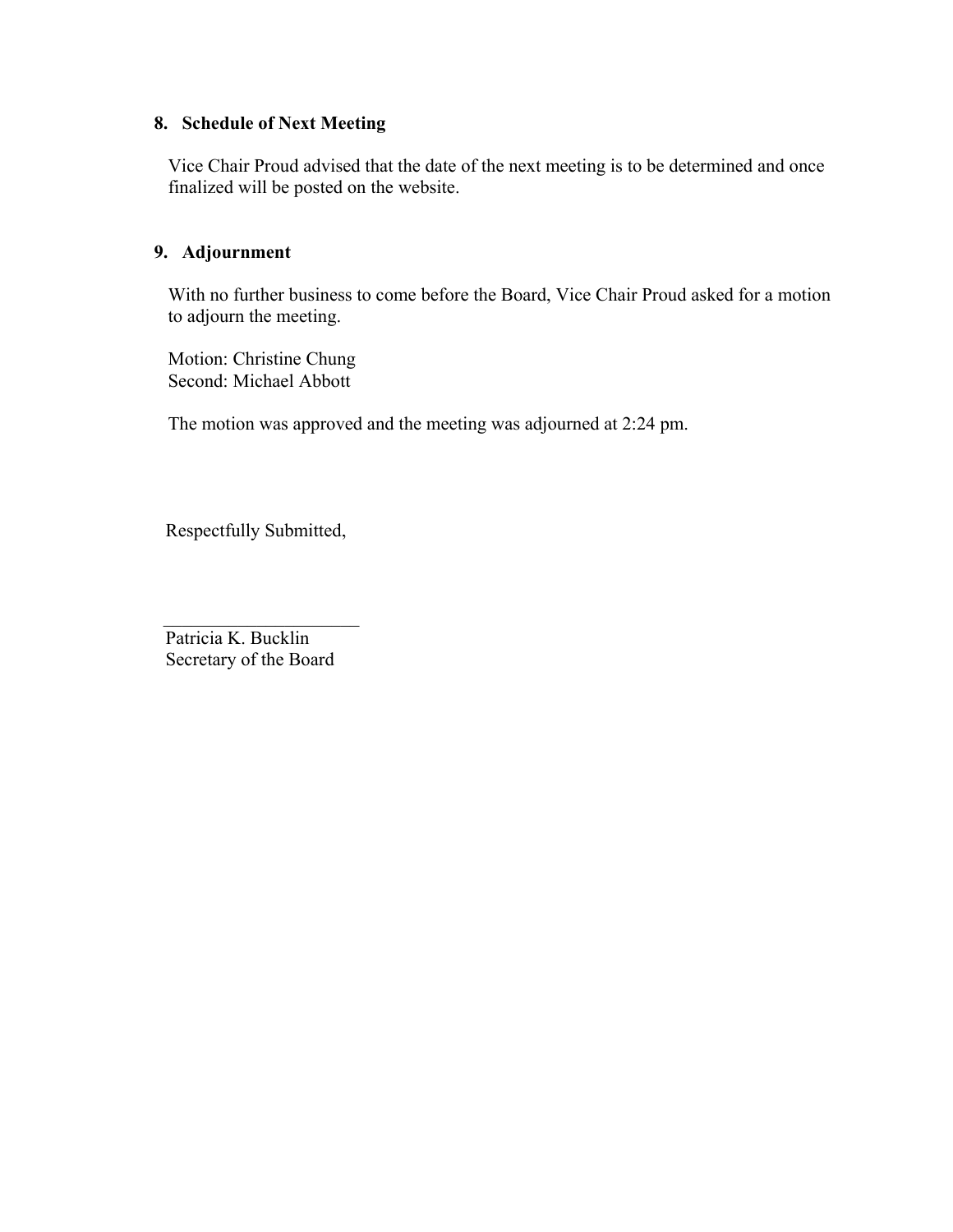## 8. Schedule of Next Meeting

Vice Chair Proud advised that the date of the next meeting is to be determined and once finalized will be posted on the website.

## 9. Adjournment

With no further business to come before the Board, Vice Chair Proud asked for a motion to adjourn the meeting.

Motion: Christine Chung
Second: Michael Abbott

The motion was approved and the meeting was adjourned at 2:24 pm.

Respectfully Submitted,

_____________________
Patricia K. Bucklin
Secretary of the Board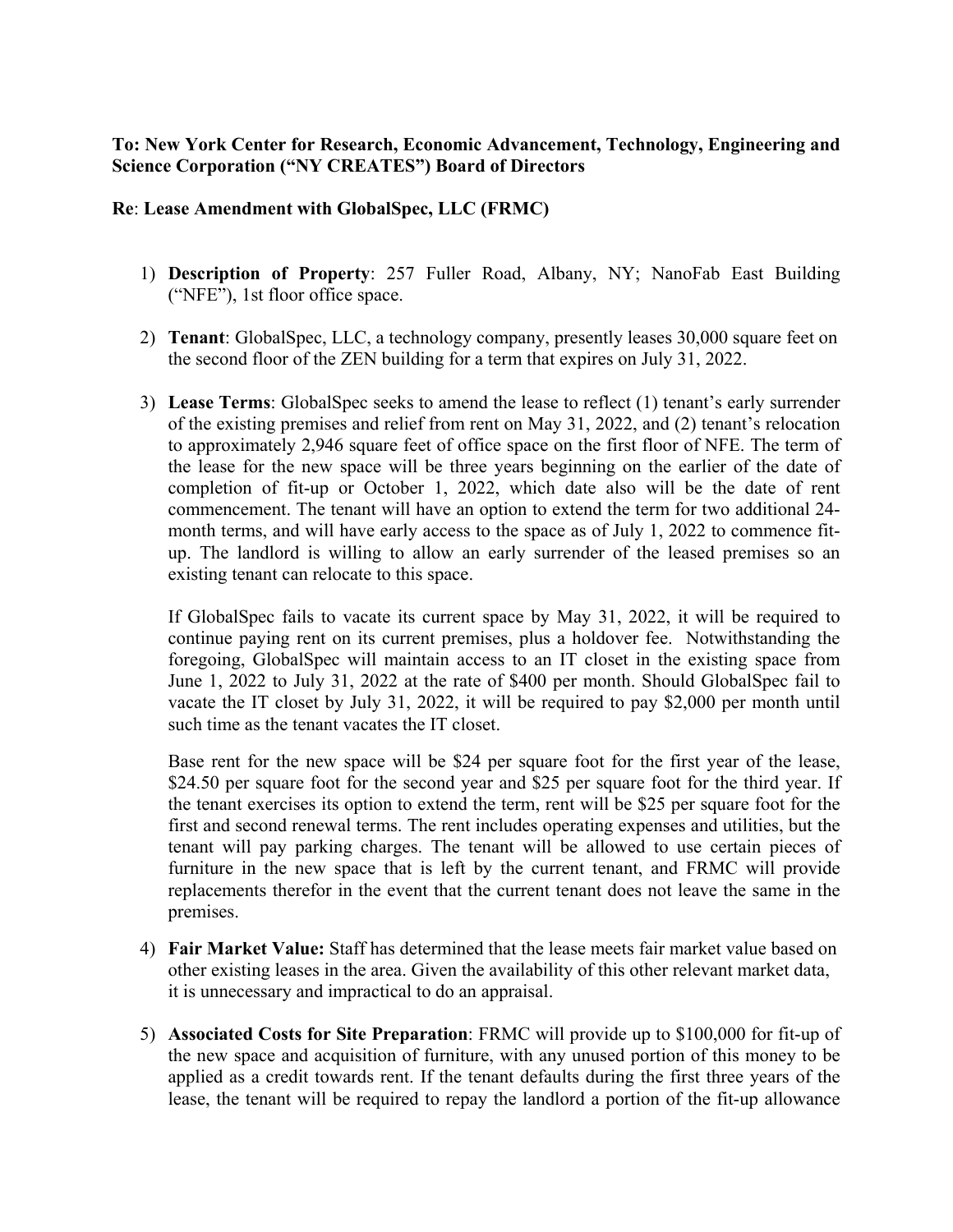**To: New York Center for Research, Economic Advancement, Technology, Engineering and Science Corporation ("NY CREATES") Board of Directors**

**Re**: **Lease Amendment with GlobalSpec, LLC (FRMC)**

1) **Description of Property**: 257 Fuller Road, Albany, NY; NanoFab East Building ("NFE"), 1st floor office space.

2) **Tenant**: GlobalSpec, LLC, a technology company, presently leases 30,000 square feet on the second floor of the ZEN building for a term that expires on July 31, 2022.

3) **Lease Terms**: GlobalSpec seeks to amend the lease to reflect (1) tenant's early surrender of the existing premises and relief from rent on May 31, 2022, and (2) tenant's relocation to approximately 2,946 square feet of office space on the first floor of NFE. The term of the lease for the new space will be three years beginning on the earlier of the date of completion of fit-up or October 1, 2022, which date also will be the date of rent commencement. The tenant will have an option to extend the term for two additional 24-month terms, and will have early access to the space as of July 1, 2022 to commence fit-up. The landlord is willing to allow an early surrender of the leased premises so an existing tenant can relocate to this space.

   If GlobalSpec fails to vacate its current space by May 31, 2022, it will be required to continue paying rent on its current premises, plus a holdover fee. Notwithstanding the foregoing, GlobalSpec will maintain access to an IT closet in the existing space from June 1, 2022 to July 31, 2022 at the rate of $400 per month. Should GlobalSpec fail to vacate the IT closet by July 31, 2022, it will be required to pay $2,000 per month until such time as the tenant vacates the IT closet.

   Base rent for the new space will be $24 per square foot for the first year of the lease, $24.50 per square foot for the second year and $25 per square foot for the third year. If the tenant exercises its option to extend the term, rent will be $25 per square foot for the first and second renewal terms. The rent includes operating expenses and utilities, but the tenant will pay parking charges. The tenant will be allowed to use certain pieces of furniture in the new space that is left by the current tenant, and FRMC will provide replacements therefor in the event that the current tenant does not leave the same in the premises.

4) **Fair Market Value:** Staff has determined that the lease meets fair market value based on other existing leases in the area. Given the availability of this other relevant market data, it is unnecessary and impractical to do an appraisal.

5) **Associated Costs for Site Preparation**: FRMC will provide up to $100,000 for fit-up of the new space and acquisition of furniture, with any unused portion of this money to be applied as a credit towards rent. If the tenant defaults during the first three years of the lease, the tenant will be required to repay the landlord a portion of the fit-up allowance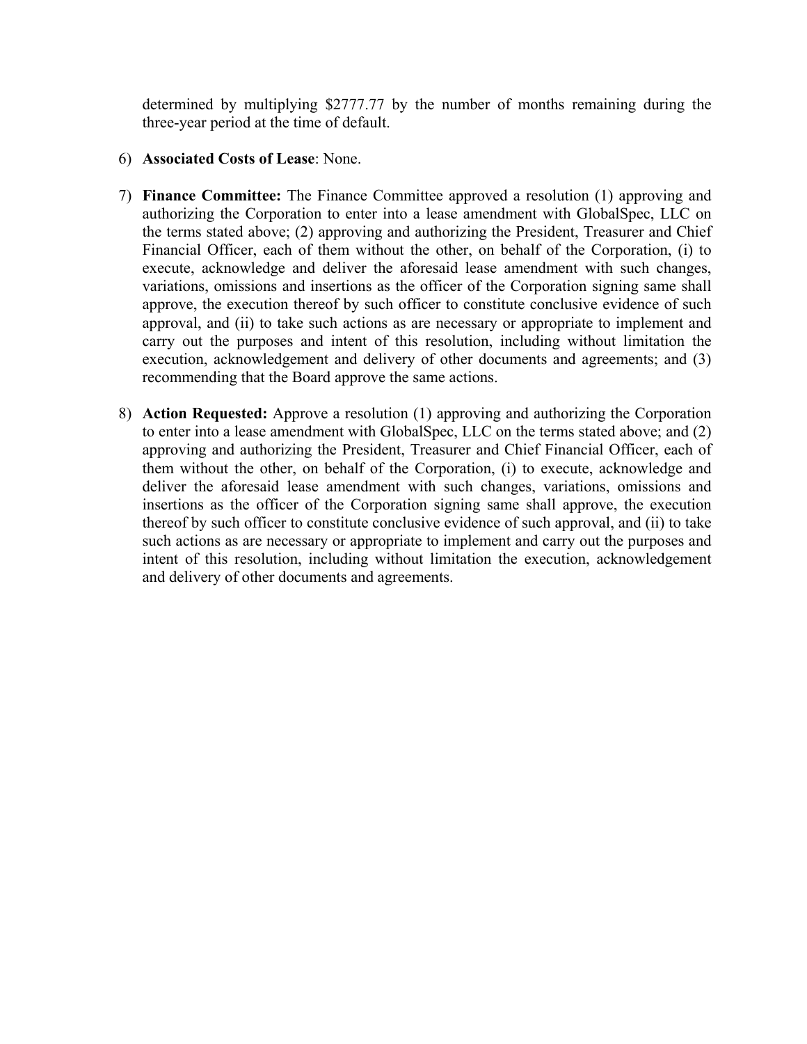determined by multiplying $2777.77 by the number of months remaining during the three-year period at the time of default.

6) **Associated Costs of Lease**: None.

7) **Finance Committee:** The Finance Committee approved a resolution (1) approving and authorizing the Corporation to enter into a lease amendment with GlobalSpec, LLC on the terms stated above; (2) approving and authorizing the President, Treasurer and Chief Financial Officer, each of them without the other, on behalf of the Corporation, (i) to execute, acknowledge and deliver the aforesaid lease amendment with such changes, variations, omissions and insertions as the officer of the Corporation signing same shall approve, the execution thereof by such officer to constitute conclusive evidence of such approval, and (ii) to take such actions as are necessary or appropriate to implement and carry out the purposes and intent of this resolution, including without limitation the execution, acknowledgement and delivery of other documents and agreements; and (3) recommending that the Board approve the same actions.

8) **Action Requested:** Approve a resolution (1) approving and authorizing the Corporation to enter into a lease amendment with GlobalSpec, LLC on the terms stated above; and (2) approving and authorizing the President, Treasurer and Chief Financial Officer, each of them without the other, on behalf of the Corporation, (i) to execute, acknowledge and deliver the aforesaid lease amendment with such changes, variations, omissions and insertions as the officer of the Corporation signing same shall approve, the execution thereof by such officer to constitute conclusive evidence of such approval, and (ii) to take such actions as are necessary or appropriate to implement and carry out the purposes and intent of this resolution, including without limitation the execution, acknowledgement and delivery of other documents and agreements.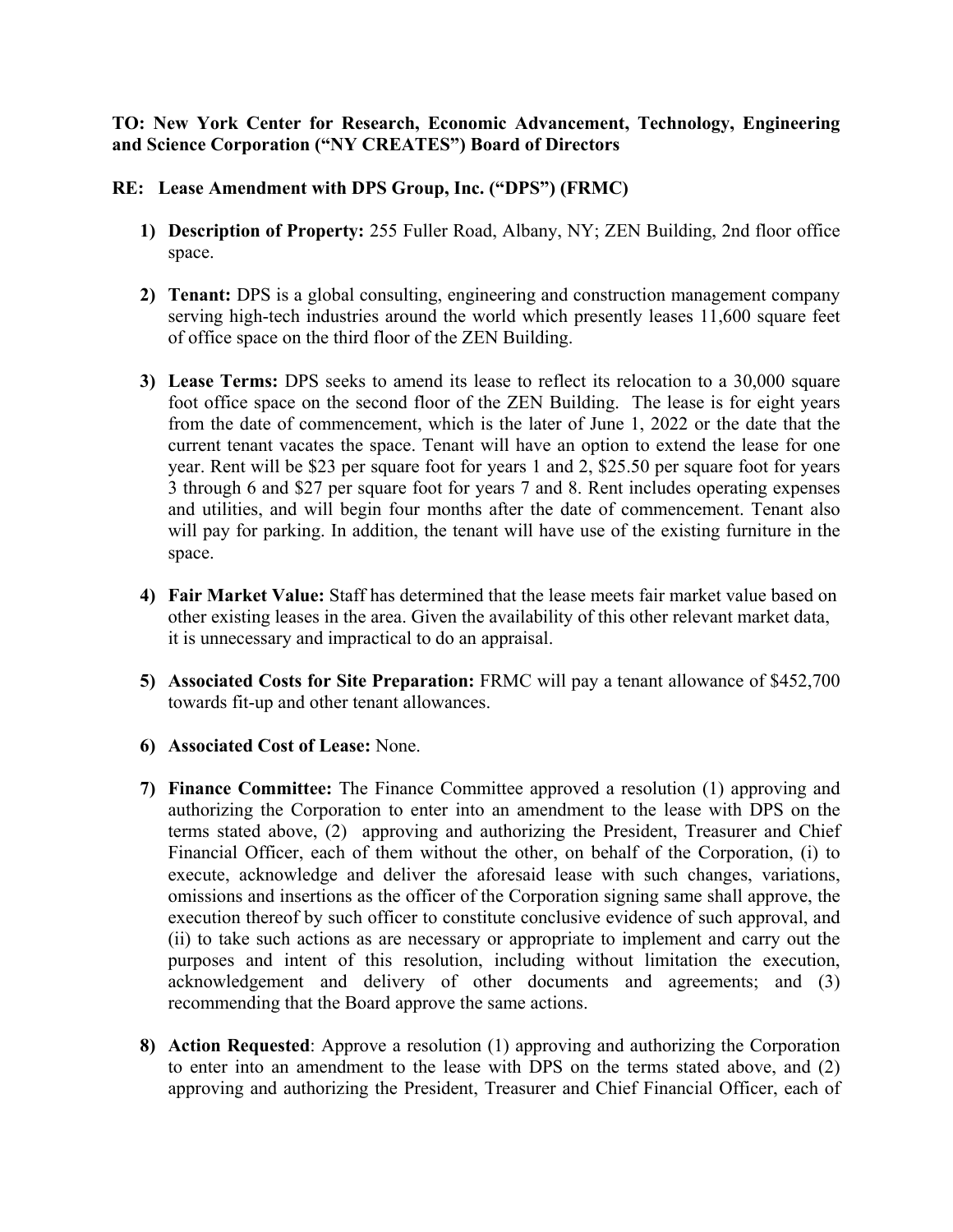**TO: New York Center for Research, Economic Advancement, Technology, Engineering and Science Corporation ("NY CREATES") Board of Directors**

**RE: Lease Amendment with DPS Group, Inc. ("DPS") (FRMC)**

1) **Description of Property:** 255 Fuller Road, Albany, NY; ZEN Building, 2nd floor office space.

2) **Tenant:** DPS is a global consulting, engineering and construction management company serving high-tech industries around the world which presently leases 11,600 square feet of office space on the third floor of the ZEN Building.

3) **Lease Terms:** DPS seeks to amend its lease to reflect its relocation to a 30,000 square foot office space on the second floor of the ZEN Building. The lease is for eight years from the date of commencement, which is the later of June 1, 2022 or the date that the current tenant vacates the space. Tenant will have an option to extend the lease for one year. Rent will be $23 per square foot for years 1 and 2, $25.50 per square foot for years 3 through 6 and $27 per square foot for years 7 and 8. Rent includes operating expenses and utilities, and will begin four months after the date of commencement. Tenant also will pay for parking. In addition, the tenant will have use of the existing furniture in the space.

4) **Fair Market Value:** Staff has determined that the lease meets fair market value based on other existing leases in the area. Given the availability of this other relevant market data, it is unnecessary and impractical to do an appraisal.

5) **Associated Costs for Site Preparation:** FRMC will pay a tenant allowance of $452,700 towards fit-up and other tenant allowances.

6) **Associated Cost of Lease:** None.

7) **Finance Committee:** The Finance Committee approved a resolution (1) approving and authorizing the Corporation to enter into an amendment to the lease with DPS on the terms stated above, (2) approving and authorizing the President, Treasurer and Chief Financial Officer, each of them without the other, on behalf of the Corporation, (i) to execute, acknowledge and deliver the aforesaid lease with such changes, variations, omissions and insertions as the officer of the Corporation signing same shall approve, the execution thereof by such officer to constitute conclusive evidence of such approval, and (ii) to take such actions as are necessary or appropriate to implement and carry out the purposes and intent of this resolution, including without limitation the execution, acknowledgement and delivery of other documents and agreements; and (3) recommending that the Board approve the same actions.

8) **Action Requested**: Approve a resolution (1) approving and authorizing the Corporation to enter into an amendment to the lease with DPS on the terms stated above, and (2) approving and authorizing the President, Treasurer and Chief Financial Officer, each of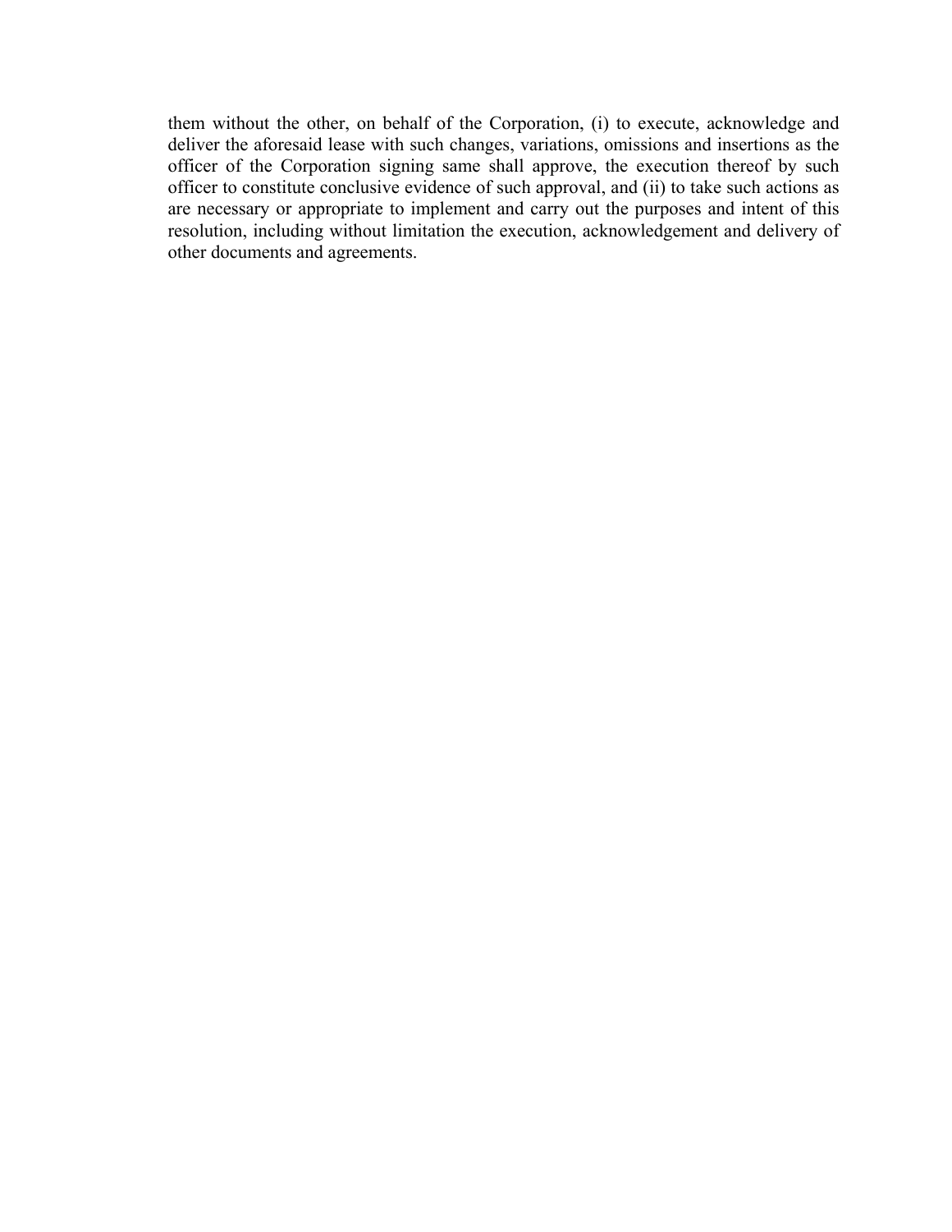them without the other, on behalf of the Corporation, (i) to execute, acknowledge and deliver the aforesaid lease with such changes, variations, omissions and insertions as the officer of the Corporation signing same shall approve, the execution thereof by such officer to constitute conclusive evidence of such approval, and (ii) to take such actions as are necessary or appropriate to implement and carry out the purposes and intent of this resolution, including without limitation the execution, acknowledgement and delivery of other documents and agreements.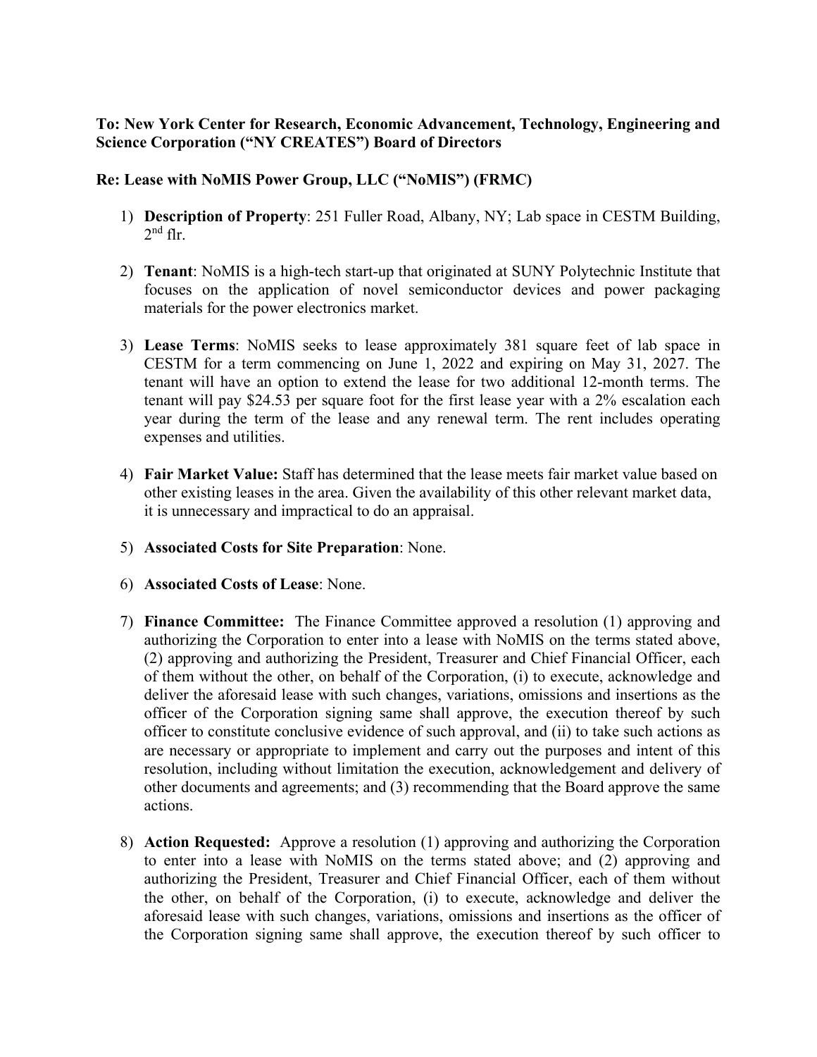**To: New York Center for Research, Economic Advancement, Technology, Engineering and Science Corporation ("NY CREATES") Board of Directors**

**Re: Lease with NoMIS Power Group, LLC ("NoMIS") (FRMC)**

1) **Description of Property**: 251 Fuller Road, Albany, NY; Lab space in CESTM Building, 2nd flr.

2) **Tenant**: NoMIS is a high-tech start-up that originated at SUNY Polytechnic Institute that focuses on the application of novel semiconductor devices and power packaging materials for the power electronics market.

3) **Lease Terms**: NoMIS seeks to lease approximately 381 square feet of lab space in CESTM for a term commencing on June 1, 2022 and expiring on May 31, 2027. The tenant will have an option to extend the lease for two additional 12-month terms. The tenant will pay $24.53 per square foot for the first lease year with a 2% escalation each year during the term of the lease and any renewal term. The rent includes operating expenses and utilities.

4) **Fair Market Value:** Staff has determined that the lease meets fair market value based on other existing leases in the area. Given the availability of this other relevant market data, it is unnecessary and impractical to do an appraisal.

5) **Associated Costs for Site Preparation**: None.

6) **Associated Costs of Lease**: None.

7) **Finance Committee:** The Finance Committee approved a resolution (1) approving and authorizing the Corporation to enter into a lease with NoMIS on the terms stated above, (2) approving and authorizing the President, Treasurer and Chief Financial Officer, each of them without the other, on behalf of the Corporation, (i) to execute, acknowledge and deliver the aforesaid lease with such changes, variations, omissions and insertions as the officer of the Corporation signing same shall approve, the execution thereof by such officer to constitute conclusive evidence of such approval, and (ii) to take such actions as are necessary or appropriate to implement and carry out the purposes and intent of this resolution, including without limitation the execution, acknowledgement and delivery of other documents and agreements; and (3) recommending that the Board approve the same actions.

8) **Action Requested:** Approve a resolution (1) approving and authorizing the Corporation to enter into a lease with NoMIS on the terms stated above; and (2) approving and authorizing the President, Treasurer and Chief Financial Officer, each of them without the other, on behalf of the Corporation, (i) to execute, acknowledge and deliver the aforesaid lease with such changes, variations, omissions and insertions as the officer of the Corporation signing same shall approve, the execution thereof by such officer to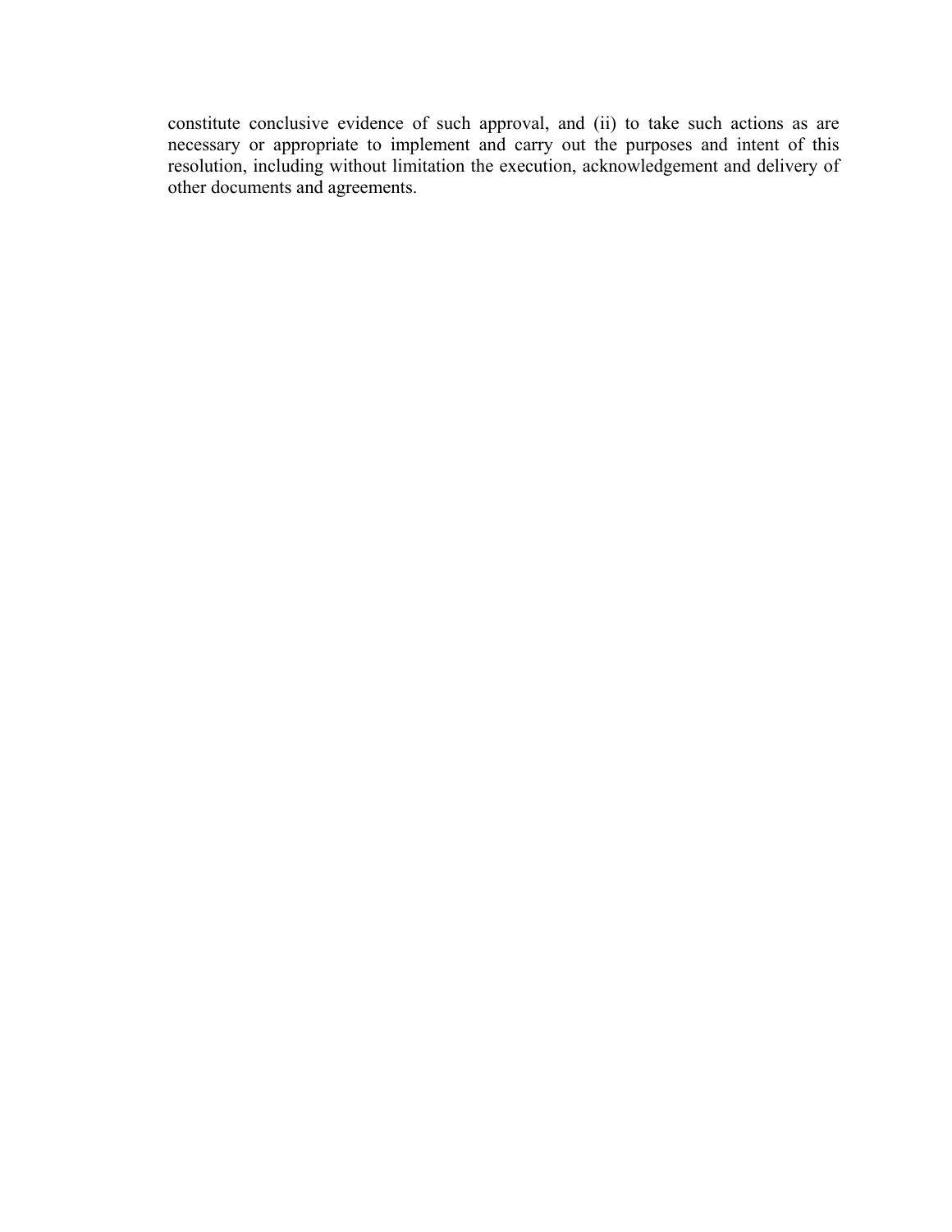constitute conclusive evidence of such approval, and (ii) to take such actions as are necessary or appropriate to implement and carry out the purposes and intent of this resolution, including without limitation the execution, acknowledgement and delivery of other documents and agreements.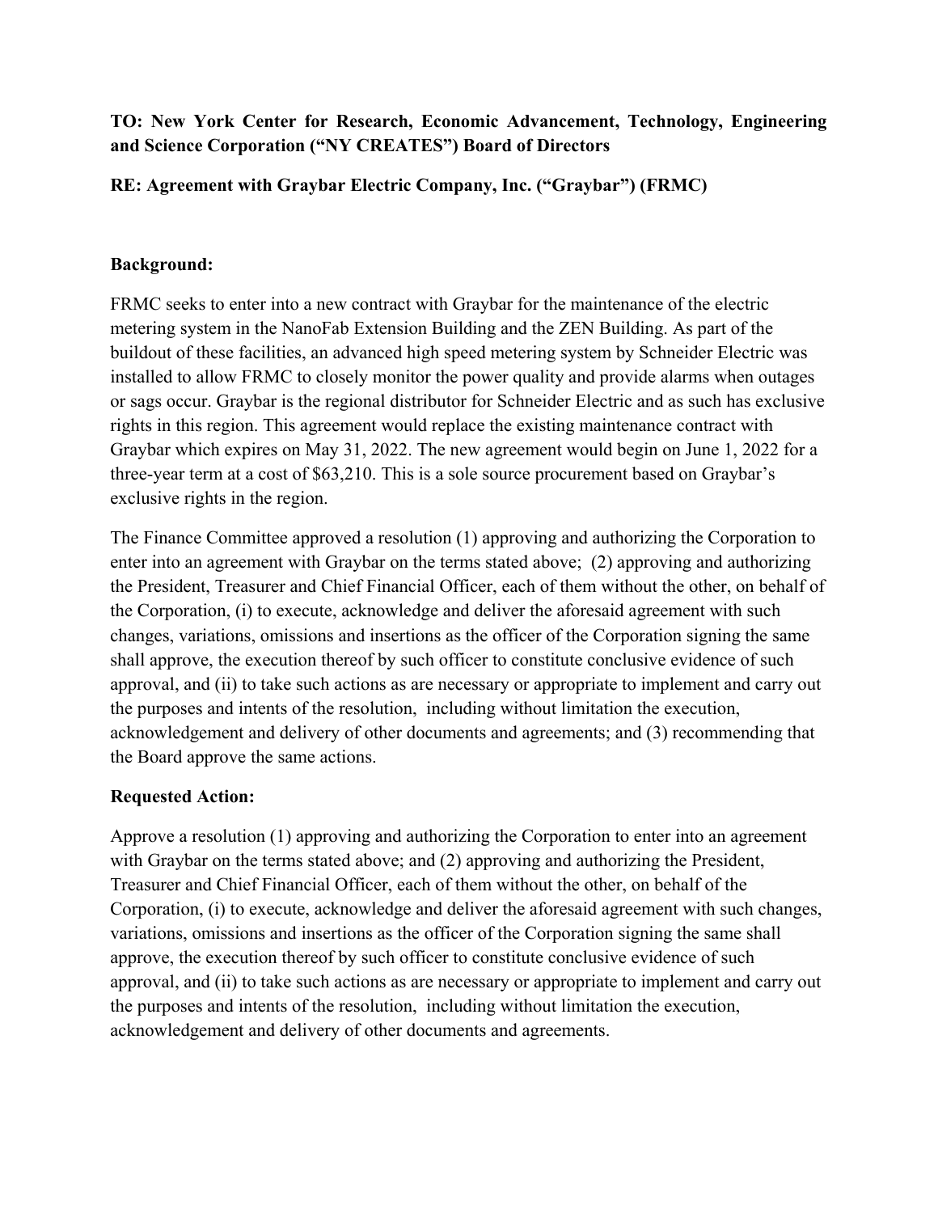**TO: New York Center for Research, Economic Advancement, Technology, Engineering and Science Corporation ("NY CREATES") Board of Directors**

**RE: Agreement with Graybar Electric Company, Inc. ("Graybar") (FRMC)**

**Background:**

FRMC seeks to enter into a new contract with Graybar for the maintenance of the electric metering system in the NanoFab Extension Building and the ZEN Building. As part of the buildout of these facilities, an advanced high speed metering system by Schneider Electric was installed to allow FRMC to closely monitor the power quality and provide alarms when outages or sags occur. Graybar is the regional distributor for Schneider Electric and as such has exclusive rights in this region. This agreement would replace the existing maintenance contract with Graybar which expires on May 31, 2022. The new agreement would begin on June 1, 2022 for a three-year term at a cost of $63,210. This is a sole source procurement based on Graybar's exclusive rights in the region.

The Finance Committee approved a resolution (1) approving and authorizing the Corporation to enter into an agreement with Graybar on the terms stated above; (2) approving and authorizing the President, Treasurer and Chief Financial Officer, each of them without the other, on behalf of the Corporation, (i) to execute, acknowledge and deliver the aforesaid agreement with such changes, variations, omissions and insertions as the officer of the Corporation signing the same shall approve, the execution thereof by such officer to constitute conclusive evidence of such approval, and (ii) to take such actions as are necessary or appropriate to implement and carry out the purposes and intents of the resolution, including without limitation the execution, acknowledgement and delivery of other documents and agreements; and (3) recommending that the Board approve the same actions.

**Requested Action:**

Approve a resolution (1) approving and authorizing the Corporation to enter into an agreement with Graybar on the terms stated above; and (2) approving and authorizing the President, Treasurer and Chief Financial Officer, each of them without the other, on behalf of the Corporation, (i) to execute, acknowledge and deliver the aforesaid agreement with such changes, variations, omissions and insertions as the officer of the Corporation signing the same shall approve, the execution thereof by such officer to constitute conclusive evidence of such approval, and (ii) to take such actions as are necessary or appropriate to implement and carry out the purposes and intents of the resolution, including without limitation the execution, acknowledgement and delivery of other documents and agreements.